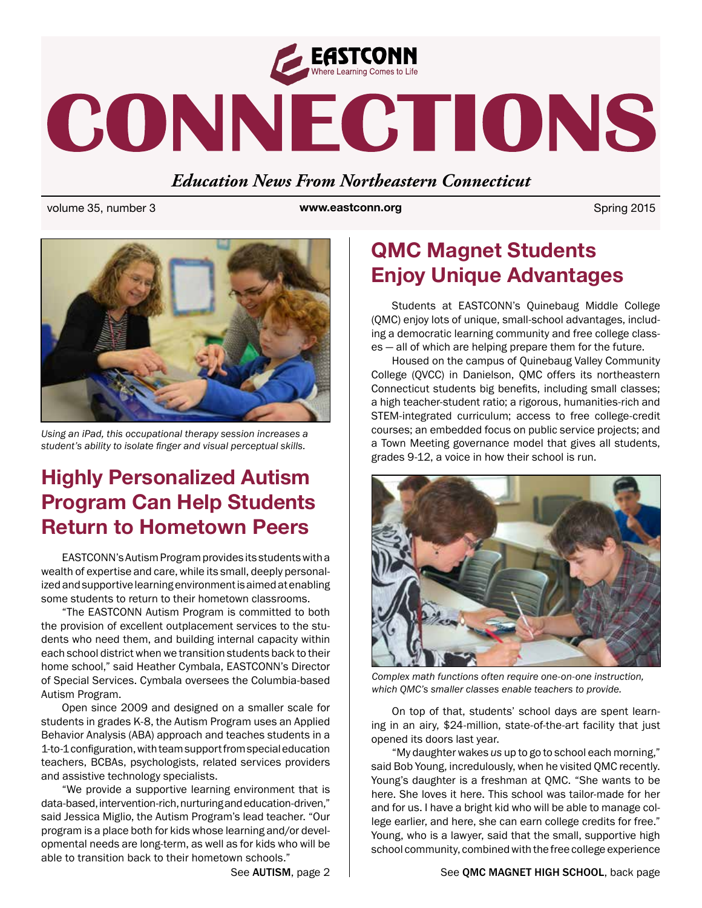EASTCONN
Where Learning Comes to Life

# CONNECTIONS

*Education News From Northeastern Connecticut*

volume 35, number 3 **www.eastconn.org** Spring 2015

*Using an iPad, this occupational therapy session increases a student's ability to isolate finger and visual perceptual skills.*

## Highly Personalized Autism Program Can Help Students Return to Hometown Peers

EASTCONN's Autism Program provides its students with a wealth of expertise and care, while its small, deeply personalized and supportive learning environment is aimed at enabling some students to return to their hometown classrooms.

"The EASTCONN Autism Program is committed to both the provision of excellent outplacement services to the students who need them, and building internal capacity within each school district when we transition students back to their home school," said Heather Cymbala, EASTCONN's Director of Special Services. Cymbala oversees the Columbia-based Autism Program.

Open since 2009 and designed on a smaller scale for students in grades K-8, the Autism Program uses an Applied Behavior Analysis (ABA) approach and teaches students in a 1-to-1 configuration, with team support from special education teachers, BCBAs, psychologists, related services providers and assistive technology specialists.

"We provide a supportive learning environment that is data-based, intervention-rich, nurturing and education-driven," said Jessica Miglio, the Autism Program's lead teacher. "Our program is a place both for kids whose learning and/or developmental needs are long-term, as well as for kids who will be able to transition back to their hometown schools."

See **AUTISM**, page 2

## QMC Magnet Students Enjoy Unique Advantages

Students at EASTCONN's Quinebaug Middle College (QMC) enjoy lots of unique, small-school advantages, including a democratic learning community and free college classes — all of which are helping prepare them for the future.

Housed on the campus of Quinebaug Valley Community College (QVCC) in Danielson, QMC offers its northeastern Connecticut students big benefits, including small classes; a high teacher-student ratio; a rigorous, humanities-rich and STEM-integrated curriculum; access to free college-credit courses; an embedded focus on public service projects; and a Town Meeting governance model that gives all students, grades 9-12, a voice in how their school is run.

*Complex math functions often require one-on-one instruction, which QMC's smaller classes enable teachers to provide.*

On top of that, students' school days are spent learning in an airy, $24-million, state-of-the-art facility that just opened its doors last year.

"My daughter wakes *us* up to go to school each morning," said Bob Young, incredulously, when he visited QMC recently. Young's daughter is a freshman at QMC. "She wants to be here. She loves it here. This school was tailor-made for her and for us. I have a bright kid who will be able to manage college earlier, and here, she can earn college credits for free." Young, who is a lawyer, said that the small, supportive high school community, combined with the free college experience

See **QMC MAGNET HIGH SCHOOL**, back page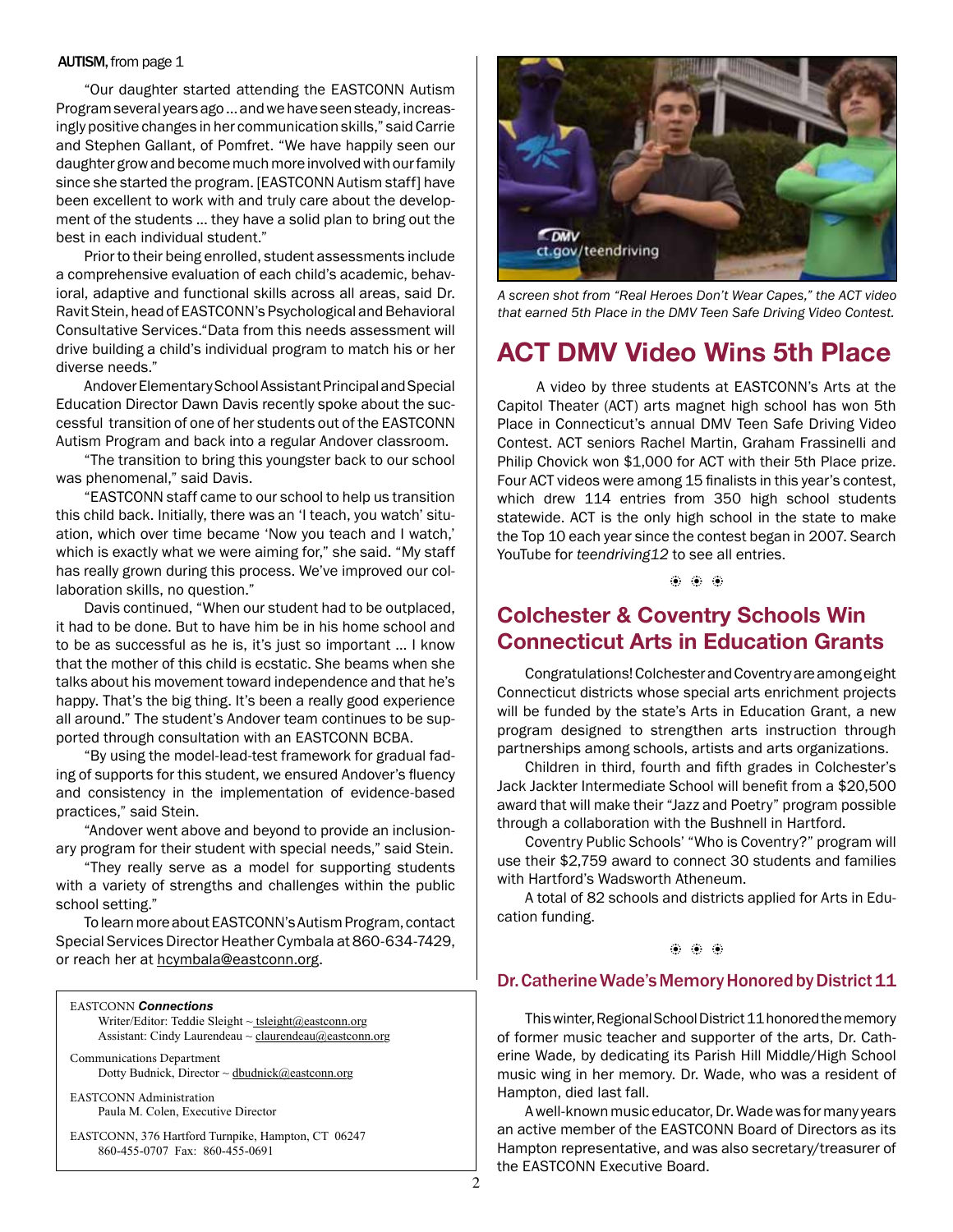**AUTISM**, from page 1

"Our daughter started attending the EASTCONN Autism Program several years ago ... and we have seen steady, increasingly positive changes in her communication skills," said Carrie and Stephen Gallant, of Pomfret. "We have happily seen our daughter grow and become much more involved with our family since she started the program. [EASTCONN Autism staff] have been excellent to work with and truly care about the development of the students ... they have a solid plan to bring out the best in each individual student."

Prior to their being enrolled, student assessments include a comprehensive evaluation of each child's academic, behavioral, adaptive and functional skills across all areas, said Dr. Ravit Stein, head of EASTCONN's Psychological and Behavioral Consultative Services."Data from this needs assessment will drive building a child's individual program to match his or her diverse needs."

Andover Elementary School Assistant Principal and Special Education Director Dawn Davis recently spoke about the successful transition of one of her students out of the EASTCONN Autism Program and back into a regular Andover classroom.

"The transition to bring this youngster back to our school was phenomenal," said Davis.

"EASTCONN staff came to our school to help us transition this child back. Initially, there was an 'I teach, you watch' situation, which over time became 'Now you teach and I watch,' which is exactly what we were aiming for," she said. "My staff has really grown during this process. We've improved our collaboration skills, no question."

Davis continued, "When our student had to be outplaced, it had to be done. But to have him be in his home school and to be as successful as he is, it's just so important ... I know that the mother of this child is ecstatic. She beams when she talks about his movement toward independence and that he's happy. That's the big thing. It's been a really good experience all around." The student's Andover team continues to be supported through consultation with an EASTCONN BCBA.

"By using the model-lead-test framework for gradual fading of supports for this student, we ensured Andover's fluency and consistency in the implementation of evidence-based practices," said Stein.

"Andover went above and beyond to provide an inclusionary program for their student with special needs," said Stein.

"They really serve as a model for supporting students with a variety of strengths and challenges within the public school setting."

To learn more about EASTCONN's Autism Program, contact Special Services Director Heather Cymbala at 860-634-7429, or reach her at hcymbala@eastconn.org.

EASTCONN ***Connections***
Writer/Editor: Teddie Sleight ~ tsleight@eastconn.org
Assistant: Cindy Laurendeau ~ claurendeau@eastconn.org

Communications Department
Dotty Budnick, Director ~ dbudnick@eastconn.org

EASTCONN Administration
Paula M. Colen, Executive Director

EASTCONN, 376 Hartford Turnpike, Hampton, CT 06247
860-455-0707 Fax: 860-455-0691

*A screen shot from "Real Heroes Don't Wear Capes," the ACT video that earned 5th Place in the DMV Teen Safe Driving Video Contest.*

# ACT DMV Video Wins 5th Place

A video by three students at EASTCONN's Arts at the Capitol Theater (ACT) arts magnet high school has won 5th Place in Connecticut's annual DMV Teen Safe Driving Video Contest. ACT seniors Rachel Martin, Graham Frassinelli and Philip Chovick won $1,000 for ACT with their 5th Place prize. Four ACT videos were among 15 finalists in this year's contest, which drew 114 entries from 350 high school students statewide. ACT is the only high school in the state to make the Top 10 each year since the contest began in 2007. Search YouTube for *teendriving12* to see all entries.

## Colchester & Coventry Schools Win Connecticut Arts in Education Grants

Congratulations! Colchester and Coventry are among eight Connecticut districts whose special arts enrichment projects will be funded by the state's Arts in Education Grant, a new program designed to strengthen arts instruction through partnerships among schools, artists and arts organizations.

Children in third, fourth and fifth grades in Colchester's Jack Jackter Intermediate School will benefit from a $20,500 award that will make their "Jazz and Poetry" program possible through a collaboration with the Bushnell in Hartford.

Coventry Public Schools' "Who is Coventry?" program will use their $2,759 award to connect 30 students and families with Hartford's Wadsworth Atheneum.

A total of 82 schools and districts applied for Arts in Education funding.

### Dr. Catherine Wade's Memory Honored by District 11

This winter, Regional School District 11 honored the memory of former music teacher and supporter of the arts, Dr. Catherine Wade, by dedicating its Parish Hill Middle/High School music wing in her memory. Dr. Wade, who was a resident of Hampton, died last fall.

A well-known music educator, Dr. Wade was for many years an active member of the EASTCONN Board of Directors as its Hampton representative, and was also secretary/treasurer of the EASTCONN Executive Board.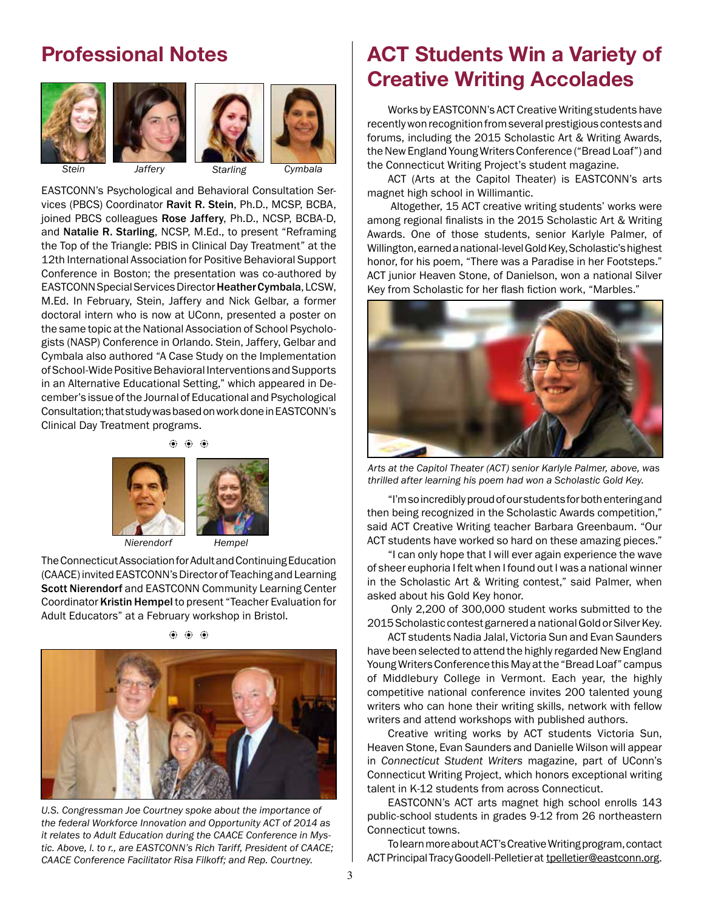## Professional Notes

Stein Jaffery Starling Cymbala

EASTCONN's Psychological and Behavioral Consultation Services (PBCS) Coordinator **Ravit R. Stein**, Ph.D., MCSP, BCBA, joined PBCS colleagues **Rose Jaffery**, Ph.D., NCSP, BCBA-D, and **Natalie R. Starling**, NCSP, M.Ed., to present "Reframing the Top of the Triangle: PBIS in Clinical Day Treatment" at the 12th International Association for Positive Behavioral Support Conference in Boston; the presentation was co-authored by EASTCONN Special Services Director **Heather Cymbala**, LCSW, M.Ed. In February, Stein, Jaffery and Nick Gelbar, a former doctoral intern who is now at UConn, presented a poster on the same topic at the National Association of School Psychologists (NASP) Conference in Orlando. Stein, Jaffery, Gelbar and Cymbala also authored "A Case Study on the Implementation of School-Wide Positive Behavioral Interventions and Supports in an Alternative Educational Setting," which appeared in December's issue of the Journal of Educational and Psychological Consultation; that study was based on work done in EASTCONN's Clinical Day Treatment programs.

Nierendorf Hempel

The Connecticut Association for Adult and Continuing Education (CAACE) invited EASTCONN's Director of Teaching and Learning **Scott Nierendorf** and EASTCONN Community Learning Center Coordinator **Kristin Hempel** to present "Teacher Evaluation for Adult Educators" at a February workshop in Bristol.

*U.S. Congressman Joe Courtney spoke about the importance of the federal Workforce Innovation and Opportunity ACT of 2014 as it relates to Adult Education during the CAACE Conference in Mystic. Above, l. to r., are EASTCONN's Rich Tariff, President of CAACE; CAACE Conference Facilitator Risa Filkoff; and Rep. Courtney.*

## ACT Students Win a Variety of Creative Writing Accolades

Works by EASTCONN's ACT Creative Writing students have recently won recognition from several prestigious contests and forums, including the 2015 Scholastic Art & Writing Awards, the New England Young Writers Conference ("Bread Loaf") and the Connecticut Writing Project's student magazine.

ACT (Arts at the Capitol Theater) is EASTCONN's arts magnet high school in Willimantic.

Altogether, 15 ACT creative writing students' works were among regional finalists in the 2015 Scholastic Art & Writing Awards. One of those students, senior Karlyle Palmer, of Willington, earned a national-level Gold Key, Scholastic's highest honor, for his poem, "There was a Paradise in her Footsteps." ACT junior Heaven Stone, of Danielson, won a national Silver Key from Scholastic for her flash fiction work, "Marbles."

*Arts at the Capitol Theater (ACT) senior Karlyle Palmer, above, was thrilled after learning his poem had won a Scholastic Gold Key.*

"I'm so incredibly proud of our students for both entering and then being recognized in the Scholastic Awards competition," said ACT Creative Writing teacher Barbara Greenbaum. "Our ACT students have worked so hard on these amazing pieces."

"I can only hope that I will ever again experience the wave of sheer euphoria I felt when I found out I was a national winner in the Scholastic Art & Writing contest," said Palmer, when asked about his Gold Key honor.

Only 2,200 of 300,000 student works submitted to the 2015 Scholastic contest garnered a national Gold or Silver Key.

ACT students Nadia Jalal, Victoria Sun and Evan Saunders have been selected to attend the highly regarded New England Young Writers Conference this May at the "Bread Loaf" campus of Middlebury College in Vermont. Each year, the highly competitive national conference invites 200 talented young writers who can hone their writing skills, network with fellow writers and attend workshops with published authors.

Creative writing works by ACT students Victoria Sun, Heaven Stone, Evan Saunders and Danielle Wilson will appear in *Connecticut Student Writers* magazine, part of UConn's Connecticut Writing Project, which honors exceptional writing talent in K-12 students from across Connecticut.

EASTCONN's ACT arts magnet high school enrolls 143 public-school students in grades 9-12 from 26 northeastern Connecticut towns.

To learn more about ACT's Creative Writing program, contact ACT Principal Tracy Goodell-Pelletier at tpelletier@eastconn.org.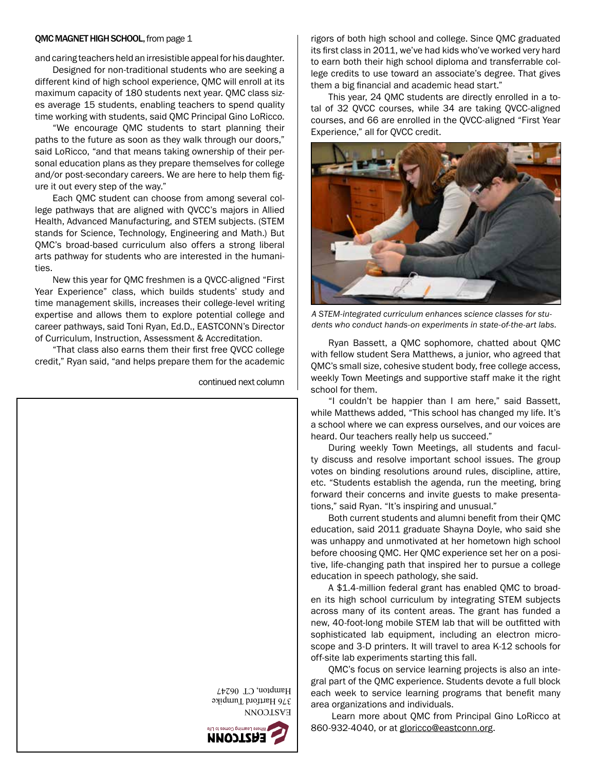**QMC MAGNET HIGH SCHOOL**, from page 1

and caring teachers held an irresistible appeal for his daughter.

Designed for non-traditional students who are seeking a different kind of high school experience, QMC will enroll at its maximum capacity of 180 students next year. QMC class sizes average 15 students, enabling teachers to spend quality time working with students, said QMC Principal Gino LoRicco.

"We encourage QMC students to start planning their paths to the future as soon as they walk through our doors," said LoRicco, "and that means taking ownership of their personal education plans as they prepare themselves for college and/or post-secondary careers. We are here to help them figure it out every step of the way."

Each QMC student can choose from among several college pathways that are aligned with QVCC's majors in Allied Health, Advanced Manufacturing, and STEM subjects. (STEM stands for Science, Technology, Engineering and Math.) But QMC's broad-based curriculum also offers a strong liberal arts pathway for students who are interested in the humanities.

New this year for QMC freshmen is a QVCC-aligned "First Year Experience" class, which builds students' study and time management skills, increases their college-level writing expertise and allows them to explore potential college and career pathways, said Toni Ryan, Ed.D., EASTCONN's Director of Curriculum, Instruction, Assessment & Accreditation.

"That class also earns them their first free QVCC college credit," Ryan said, "and helps prepare them for the academic rigors of both high school and college. Since QMC graduated its first class in 2011, we've had kids who've worked very hard to earn both their high school diploma and transferrable college credits to use toward an associate's degree. That gives them a big financial and academic head start."

This year, 24 QMC students are directly enrolled in a total of 32 QVCC courses, while 34 are taking QVCC-aligned courses, and 66 are enrolled in the QVCC-aligned "First Year Experience," all for QVCC credit.

*A STEM-integrated curriculum enhances science classes for students who conduct hands-on experiments in state-of-the-art labs.*

Ryan Bassett, a QMC sophomore, chatted about QMC with fellow student Sera Matthews, a junior, who agreed that QMC's small size, cohesive student body, free college access, weekly Town Meetings and supportive staff make it the right school for them.

"I couldn't be happier than I am here," said Bassett, while Matthews added, "This school has changed my life. It's a school where we can express ourselves, and our voices are heard. Our teachers really help us succeed."

During weekly Town Meetings, all students and faculty discuss and resolve important school issues. The group votes on binding resolutions around rules, discipline, attire, etc. "Students establish the agenda, run the meeting, bring forward their concerns and invite guests to make presentations," said Ryan. "It's inspiring and unusual."

Both current students and alumni benefit from their QMC education, said 2011 graduate Shayna Doyle, who said she was unhappy and unmotivated at her hometown high school before choosing QMC. Her QMC experience set her on a positive, life-changing path that inspired her to pursue a college education in speech pathology, she said.

A $1.4-million federal grant has enabled QMC to broaden its high school curriculum by integrating STEM subjects across many of its content areas. The grant has funded a new, 40-foot-long mobile STEM lab that will be outfitted with sophisticated lab equipment, including an electron microscope and 3-D printers. It will travel to area K-12 schools for off-site lab experiments starting this fall.

QMC's focus on service learning projects is also an integral part of the QMC experience. Students devote a full block each week to service learning programs that benefit many area organizations and individuals.

Learn more about QMC from Principal Gino LoRicco at 860-932-4040, or at gloricco@eastconn.org.

EASTCONN
Where Learning Comes to Life

EASTCONN
376 Hartford Turnpike
Hampton, CT 06247